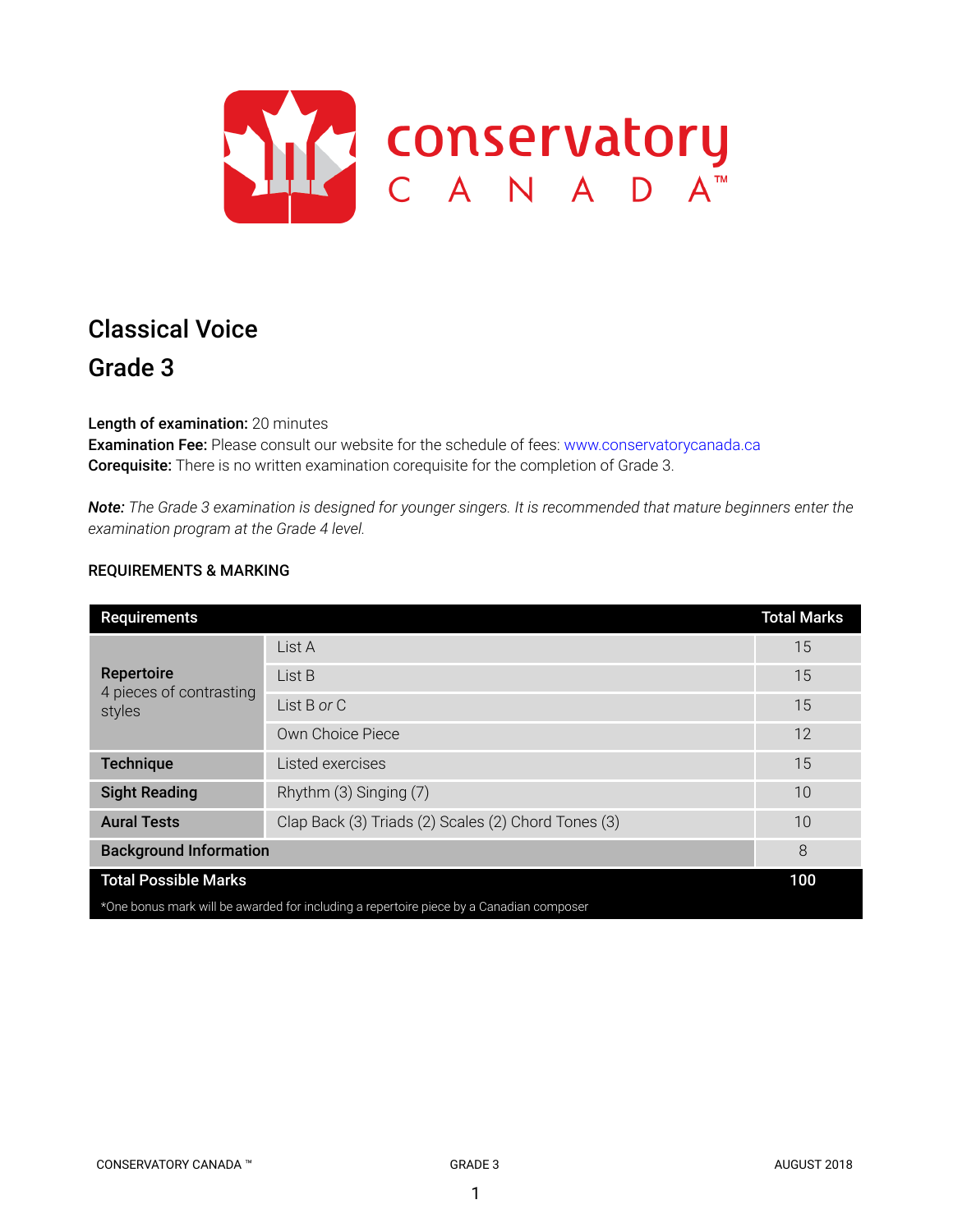# Classical Voice

## Grade 3

**Length of examination:** 20 minutes
**Examination Fee:** Please consult our website for the schedule of fees: www.conservatorycanada.ca
**Corequisite:** There is no written examination corequisite for the completion of Grade 3.

***Note:*** *The Grade 3 examination is designed for younger singers. It is recommended that mature beginners enter the examination program at the Grade 4 level.*

### REQUIREMENTS & MARKING

| Requirements | | Total Marks |
|---|---|---|
| **Repertoire** 4 pieces of contrasting styles | List A | 15 |
| | List B | 15 |
| | List B *or* C | 15 |
| | Own Choice Piece | 12 |
| **Technique** | Listed exercises | 15 |
| **Sight Reading** | Rhythm (3) Singing (7) | 10 |
| **Aural Tests** | Clap Back (3) Triads (2) Scales (2) Chord Tones (3) | 10 |
| **Background Information** | | 8 |
| **Total Possible Marks** | | **100** |

*One bonus mark will be awarded for including a repertoire piece by a Canadian composer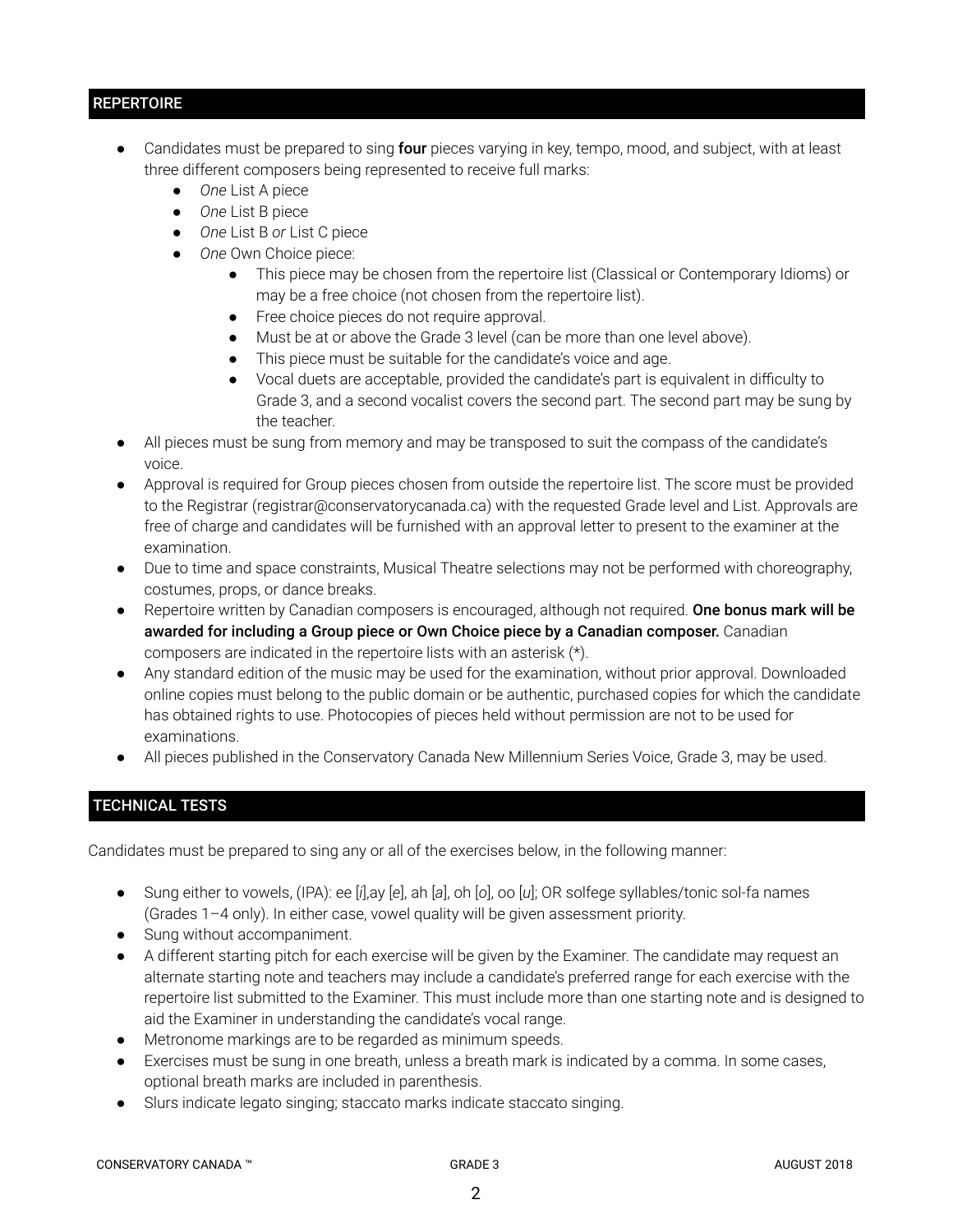## REPERTOIRE

- Candidates must be prepared to sing **four** pieces varying in key, tempo, mood, and subject, with at least three different composers being represented to receive full marks:
  - *One* List A piece
  - *One* List B piece
  - *One* List B *or* List C piece
  - *One* Own Choice piece:
    - This piece may be chosen from the repertoire list (Classical or Contemporary Idioms) or may be a free choice (not chosen from the repertoire list).
    - Free choice pieces do not require approval.
    - Must be at or above the Grade 3 level (can be more than one level above).
    - This piece must be suitable for the candidate's voice and age.
    - Vocal duets are acceptable, provided the candidate's part is equivalent in difficulty to Grade 3, and a second vocalist covers the second part. The second part may be sung by the teacher.
- All pieces must be sung from memory and may be transposed to suit the compass of the candidate's voice.
- Approval is required for Group pieces chosen from outside the repertoire list. The score must be provided to the Registrar (registrar@conservatorycanada.ca) with the requested Grade level and List. Approvals are free of charge and candidates will be furnished with an approval letter to present to the examiner at the examination.
- Due to time and space constraints, Musical Theatre selections may not be performed with choreography, costumes, props, or dance breaks.
- Repertoire written by Canadian composers is encouraged, although not required. **One bonus mark will be awarded for including a Group piece or Own Choice piece by a Canadian composer.** Canadian composers are indicated in the repertoire lists with an asterisk (*).
- Any standard edition of the music may be used for the examination, without prior approval. Downloaded online copies must belong to the public domain or be authentic, purchased copies for which the candidate has obtained rights to use. Photocopies of pieces held without permission are not to be used for examinations.
- All pieces published in the Conservatory Canada New Millennium Series Voice, Grade 3, may be used.

## TECHNICAL TESTS

Candidates must be prepared to sing any or all of the exercises below, in the following manner:

- Sung either to vowels, (IPA): ee [*i*],ay [*e*], ah [*a*], oh [*o*], oo [*u*]; OR solfege syllables/tonic sol-fa names (Grades 1–4 only). In either case, vowel quality will be given assessment priority.
- Sung without accompaniment.
- A different starting pitch for each exercise will be given by the Examiner. The candidate may request an alternate starting note and teachers may include a candidate's preferred range for each exercise with the repertoire list submitted to the Examiner. This must include more than one starting note and is designed to aid the Examiner in understanding the candidate's vocal range.
- Metronome markings are to be regarded as minimum speeds.
- Exercises must be sung in one breath, unless a breath mark is indicated by a comma. In some cases, optional breath marks are included in parenthesis.
- Slurs indicate legato singing; staccato marks indicate staccato singing.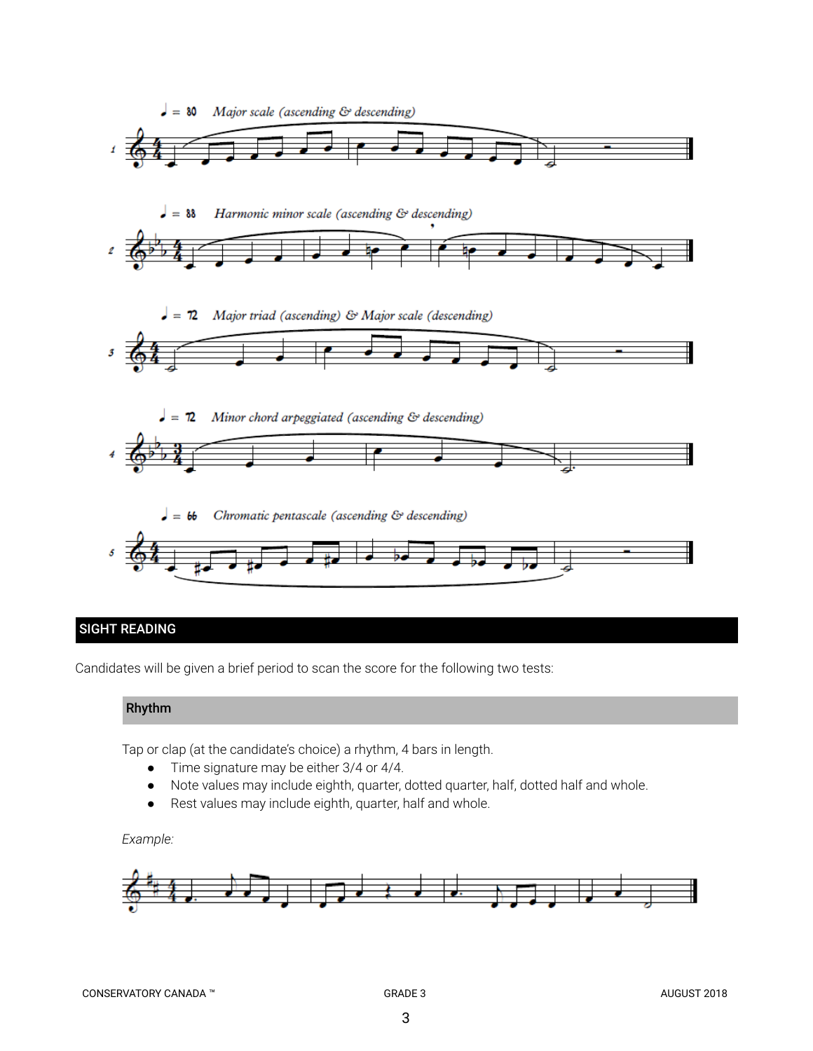♩ = 80 *Major scale (ascending & descending)*

♩ = 88 *Harmonic minor scale (ascending & descending)*

♩ = 72 *Major triad (ascending) & Major scale (descending)*

♩ = 72 *Minor chord arpeggiated (ascending & descending)*

♩ = 66 *Chromatic pentascale (ascending & descending)*

## SIGHT READING

Candidates will be given a brief period to scan the score for the following two tests:

### Rhythm

Tap or clap (at the candidate's choice) a rhythm, 4 bars in length.

- Time signature may be either 3/4 or 4/4.
- Note values may include eighth, quarter, dotted quarter, half, dotted half and whole.
- Rest values may include eighth, quarter, half and whole.

*Example:*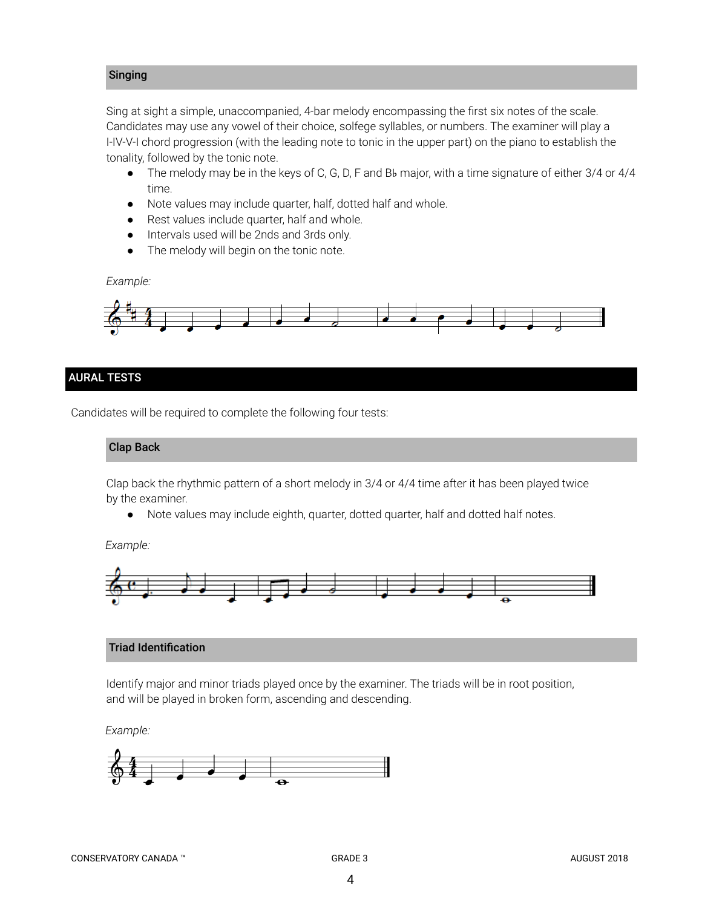### Singing

Sing at sight a simple, unaccompanied, 4-bar melody encompassing the first six notes of the scale. Candidates may use any vowel of their choice, solfege syllables, or numbers. The examiner will play a I-IV-V-I chord progression (with the leading note to tonic in the upper part) on the piano to establish the tonality, followed by the tonic note.

- The melody may be in the keys of C, G, D, F and B♭ major, with a time signature of either 3/4 or 4/4 time.
- Note values may include quarter, half, dotted half and whole.
- Rest values include quarter, half and whole.
- Intervals used will be 2nds and 3rds only.
- The melody will begin on the tonic note.

*Example:*

## AURAL TESTS

Candidates will be required to complete the following four tests:

### Clap Back

Clap back the rhythmic pattern of a short melody in 3/4 or 4/4 time after it has been played twice by the examiner.

- Note values may include eighth, quarter, dotted quarter, half and dotted half notes.

*Example:*

### Triad Identification

Identify major and minor triads played once by the examiner. The triads will be in root position, and will be played in broken form, ascending and descending.

*Example:*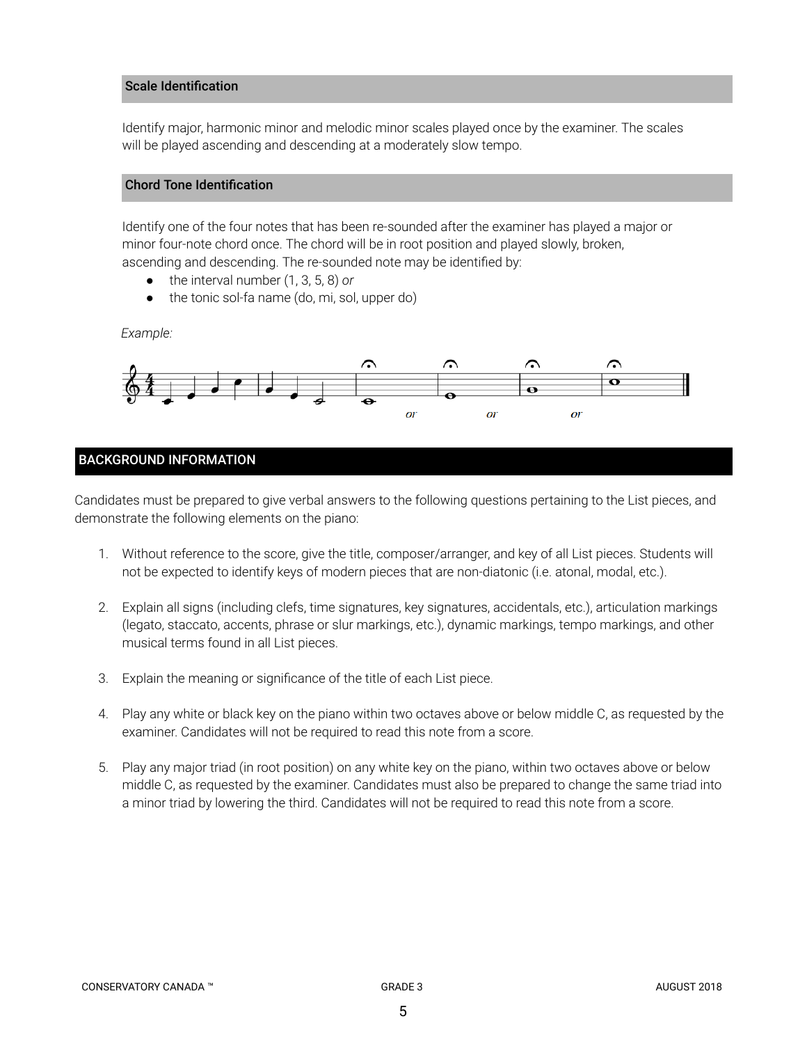### Scale Identification

Identify major, harmonic minor and melodic minor scales played once by the examiner. The scales will be played ascending and descending at a moderately slow tempo.

### Chord Tone Identification

Identify one of the four notes that has been re-sounded after the examiner has played a major or minor four-note chord once. The chord will be in root position and played slowly, broken, ascending and descending. The re-sounded note may be identified by:

- the interval number (1, 3, 5, 8) *or*
- the tonic sol-fa name (do, mi, sol, upper do)

*Example:*

## BACKGROUND INFORMATION

Candidates must be prepared to give verbal answers to the following questions pertaining to the List pieces, and demonstrate the following elements on the piano:

1. Without reference to the score, give the title, composer/arranger, and key of all List pieces. Students will not be expected to identify keys of modern pieces that are non-diatonic (i.e. atonal, modal, etc.).

2. Explain all signs (including clefs, time signatures, key signatures, accidentals, etc.), articulation markings (legato, staccato, accents, phrase or slur markings, etc.), dynamic markings, tempo markings, and other musical terms found in all List pieces.

3. Explain the meaning or significance of the title of each List piece.

4. Play any white or black key on the piano within two octaves above or below middle C, as requested by the examiner. Candidates will not be required to read this note from a score.

5. Play any major triad (in root position) on any white key on the piano, within two octaves above or below middle C, as requested by the examiner. Candidates must also be prepared to change the same triad into a minor triad by lowering the third. Candidates will not be required to read this note from a score.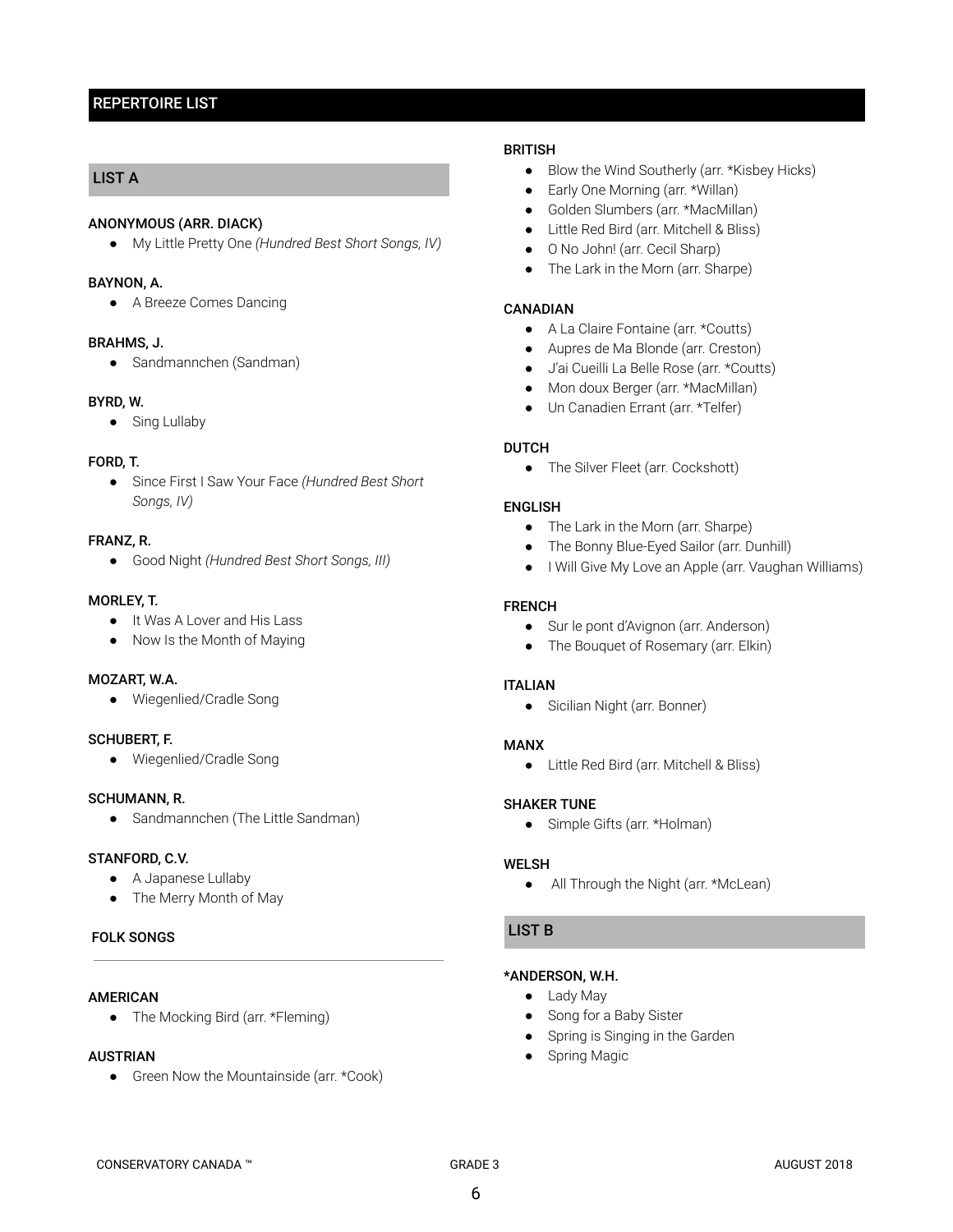## REPERTOIRE LIST

### LIST A

**ANONYMOUS (ARR. DIACK)**
- My Little Pretty One *(Hundred Best Short Songs, IV)*

**BAYNON, A.**
- A Breeze Comes Dancing

**BRAHMS, J.**
- Sandmannchen (Sandman)

**BYRD, W.**
- Sing Lullaby

**FORD, T.**
- Since First I Saw Your Face *(Hundred Best Short Songs, IV)*

**FRANZ, R.**
- Good Night *(Hundred Best Short Songs, III)*

**MORLEY, T.**
- It Was A Lover and His Lass
- Now Is the Month of Maying

**MOZART, W.A.**
- Wiegenlied/Cradle Song

**SCHUBERT, F.**
- Wiegenlied/Cradle Song

**SCHUMANN, R.**
- Sandmannchen (The Little Sandman)

**STANFORD, C.V.**
- A Japanese Lullaby
- The Merry Month of May

#### FOLK SONGS

**AMERICAN**
- The Mocking Bird (arr. *Fleming)

**AUSTRIAN**
- Green Now the Mountainside (arr. *Cook)

**BRITISH**
- Blow the Wind Southerly (arr. *Kisbey Hicks)
- Early One Morning (arr. *Willan)
- Golden Slumbers (arr. *MacMillan)
- Little Red Bird (arr. Mitchell & Bliss)
- O No John! (arr. Cecil Sharp)
- The Lark in the Morn (arr. Sharpe)

**CANADIAN**
- A La Claire Fontaine (arr. *Coutts)
- Aupres de Ma Blonde (arr. Creston)
- J'ai Cueilli La Belle Rose (arr. *Coutts)
- Mon doux Berger (arr. *MacMillan)
- Un Canadien Errant (arr. *Telfer)

**DUTCH**
- The Silver Fleet (arr. Cockshott)

**ENGLISH**
- The Lark in the Morn (arr. Sharpe)
- The Bonny Blue-Eyed Sailor (arr. Dunhill)
- I Will Give My Love an Apple (arr. Vaughan Williams)

**FRENCH**
- Sur le pont d'Avignon (arr. Anderson)
- The Bouquet of Rosemary (arr. Elkin)

**ITALIAN**
- Sicilian Night (arr. Bonner)

**MANX**
- Little Red Bird (arr. Mitchell & Bliss)

**SHAKER TUNE**
- Simple Gifts (arr. *Holman)

**WELSH**
- All Through the Night (arr. *McLean)

### LIST B

***ANDERSON, W.H.**
- Lady May
- Song for a Baby Sister
- Spring is Singing in the Garden
- Spring Magic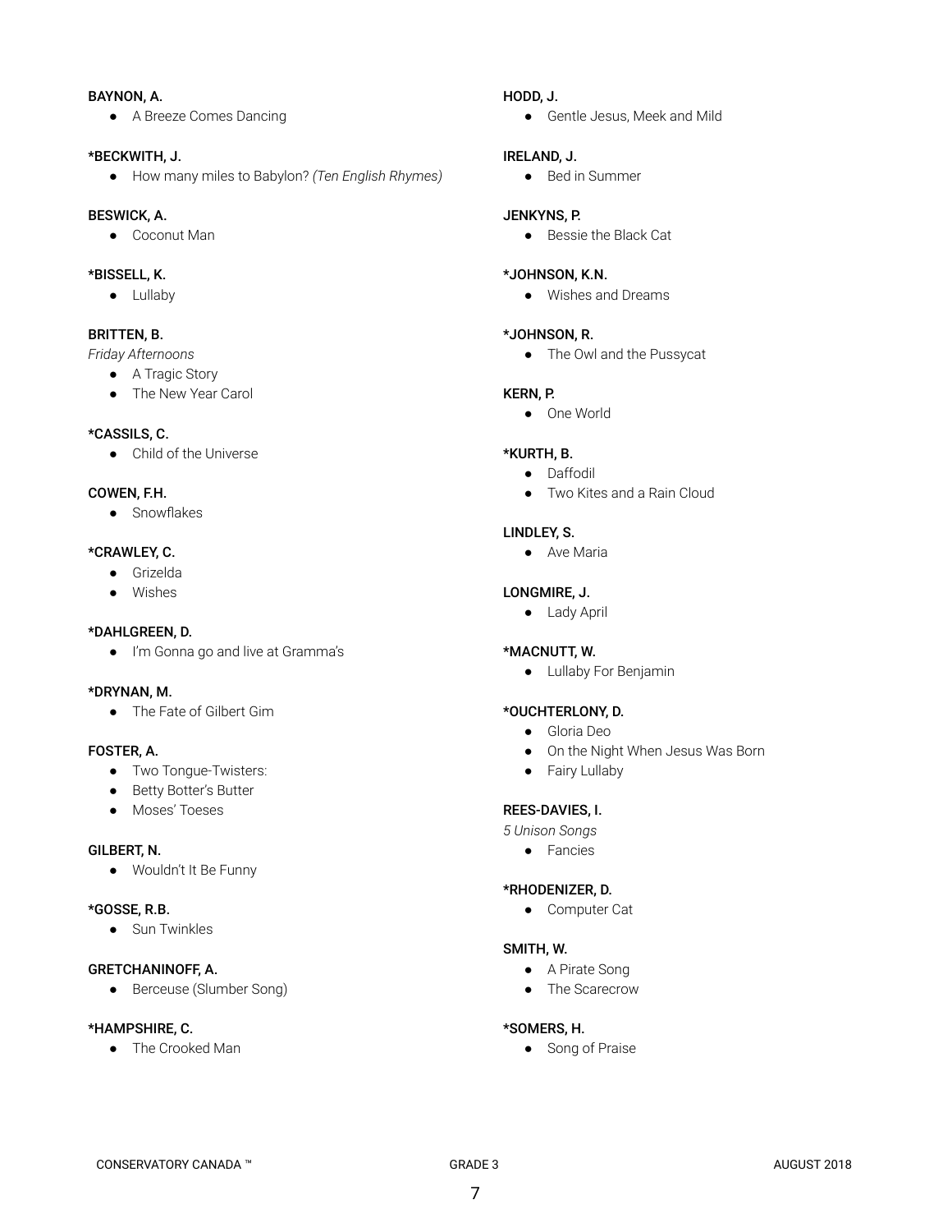**BAYNON, A.**

- A Breeze Comes Dancing

**\*BECKWITH, J.**

- How many miles to Babylon? *(Ten English Rhymes)*

**BESWICK, A.**

- Coconut Man

**\*BISSELL, K.**

- Lullaby

**BRITTEN, B.**

*Friday Afternoons*

- A Tragic Story
- The New Year Carol

**\*CASSILS, C.**

- Child of the Universe

**COWEN, F.H.**

- Snowflakes

**\*CRAWLEY, C.**

- Grizelda
- Wishes

**\*DAHLGREEN, D.**

- I'm Gonna go and live at Gramma's

**\*DRYNAN, M.**

- The Fate of Gilbert Gim

**FOSTER, A.**

- Two Tongue-Twisters:
- Betty Botter's Butter
- Moses' Toeses

**GILBERT, N.**

- Wouldn't It Be Funny

**\*GOSSE, R.B.**

- Sun Twinkles

**GRETCHANINOFF, A.**

- Berceuse (Slumber Song)

**\*HAMPSHIRE, C.**

- The Crooked Man

**HODD, J.**

- Gentle Jesus, Meek and Mild

**IRELAND, J.**

- Bed in Summer

**JENKYNS, P.**

- Bessie the Black Cat

**\*JOHNSON, K.N.**

- Wishes and Dreams

**\*JOHNSON, R.**

- The Owl and the Pussycat

**KERN, P.**

- One World

**\*KURTH, B.**

- Daffodil
- Two Kites and a Rain Cloud

**LINDLEY, S.**

- Ave Maria

**LONGMIRE, J.**

- Lady April

**\*MACNUTT, W.**

- Lullaby For Benjamin

**\*OUCHTERLONY, D.**

- Gloria Deo
- On the Night When Jesus Was Born
- Fairy Lullaby

**REES-DAVIES, I.**

*5 Unison Songs*

- Fancies

**\*RHODENIZER, D.**

- Computer Cat

**SMITH, W.**

- A Pirate Song
- The Scarecrow

**\*SOMERS, H.**

- Song of Praise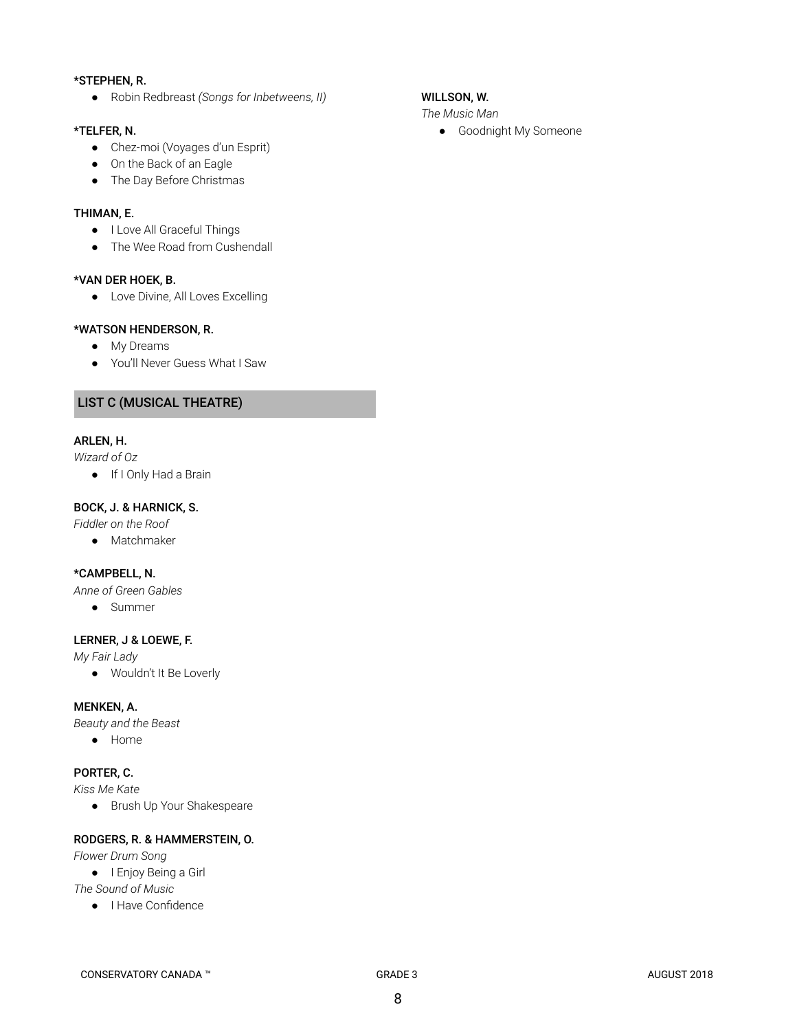**\*STEPHEN, R.**

- Robin Redbreast *(Songs for Inbetweens, II)*

**\*TELFER, N.**

- Chez-moi (Voyages d'un Esprit)
- On the Back of an Eagle
- The Day Before Christmas

**THIMAN, E.**

- I Love All Graceful Things
- The Wee Road from Cushendall

**\*VAN DER HOEK, B.**

- Love Divine, All Loves Excelling

**\*WATSON HENDERSON, R.**

- My Dreams
- You'll Never Guess What I Saw

## LIST C (MUSICAL THEATRE)

**ARLEN, H.**

*Wizard of Oz*

- If I Only Had a Brain

**BOCK, J. & HARNICK, S.**

*Fiddler on the Roof*

- Matchmaker

**\*CAMPBELL, N.**

*Anne of Green Gables*

- Summer

**LERNER, J & LOEWE, F.**

*My Fair Lady*

- Wouldn't It Be Loverly

**MENKEN, A.**

*Beauty and the Beast*

- Home

**PORTER, C.**

*Kiss Me Kate*

- Brush Up Your Shakespeare

**RODGERS, R. & HAMMERSTEIN, O.**

*Flower Drum Song*

- I Enjoy Being a Girl

*The Sound of Music*

- I Have Confidence

**WILLSON, W.**

*The Music Man*

- Goodnight My Someone